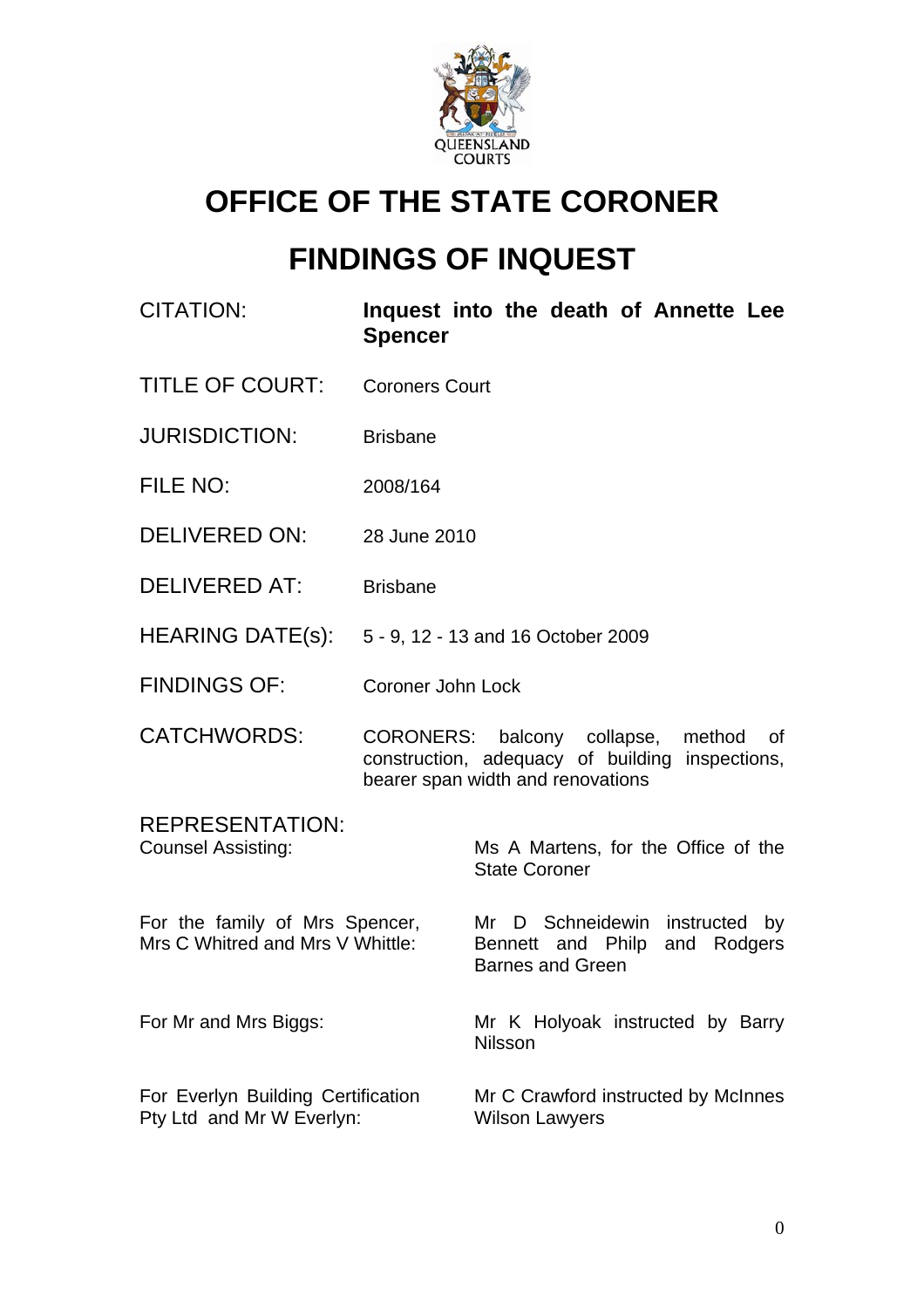# OFFICE OF THE STATE CORONER

# FINDINGS OF INQUEST

| | |
|---|---|
| CITATION: | **Inquest into the death of Annette Lee Spencer** |
| TITLE OF COURT: | Coroners Court |
| JURISDICTION: | Brisbane |
| FILE NO: | 2008/164 |
| DELIVERED ON: | 28 June 2010 |
| DELIVERED AT: | Brisbane |
| HEARING DATE(s): | 5 - 9, 12 - 13 and 16 October 2009 |
| FINDINGS OF: | Coroner John Lock |
| CATCHWORDS: | CORONERS: balcony collapse, method of construction, adequacy of building inspections, bearer span width and renovations |

REPRESENTATION:

| | |
|---|---|
| Counsel Assisting: | Ms A Martens, for the Office of the State Coroner |
| For the family of Mrs Spencer, Mrs C Whitred and Mrs V Whittle: | Mr D Schneidewin instructed by Bennett and Philp and Rodgers Barnes and Green |
| For Mr and Mrs Biggs: | Mr K Holyoak instructed by Barry Nilsson |
| For Everlyn Building Certification Pty Ltd and Mr W Everlyn: | Mr C Crawford instructed by McInnes Wilson Lawyers |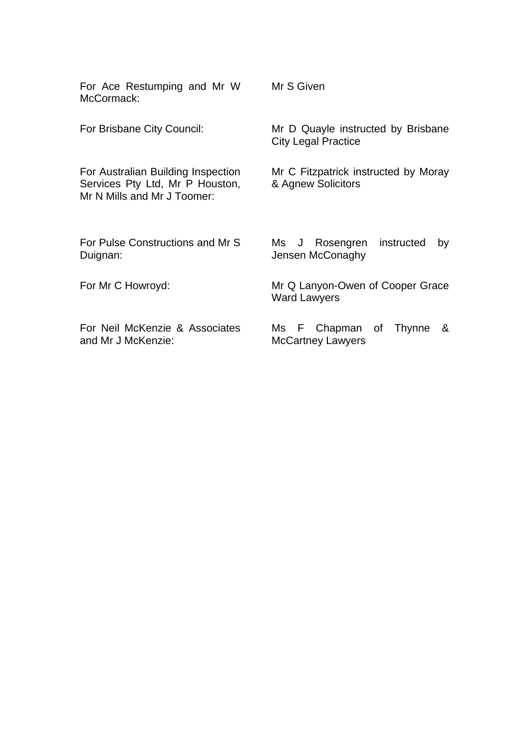| | |
|---|---|
| For Ace Restumping and Mr W McCormack: | Mr S Given |
| For Brisbane City Council: | Mr D Quayle instructed by Brisbane City Legal Practice |
| For Australian Building Inspection Services Pty Ltd, Mr P Houston, Mr N Mills and Mr J Toomer: | Mr C Fitzpatrick instructed by Moray & Agnew Solicitors |
| For Pulse Constructions and Mr S Duignan: | Ms J Rosengren instructed by Jensen McConaghy |
| For Mr C Howroyd: | Mr Q Lanyon-Owen of Cooper Grace Ward Lawyers |
| For Neil McKenzie & Associates and Mr J McKenzie: | Ms F Chapman of Thynne & McCartney Lawyers |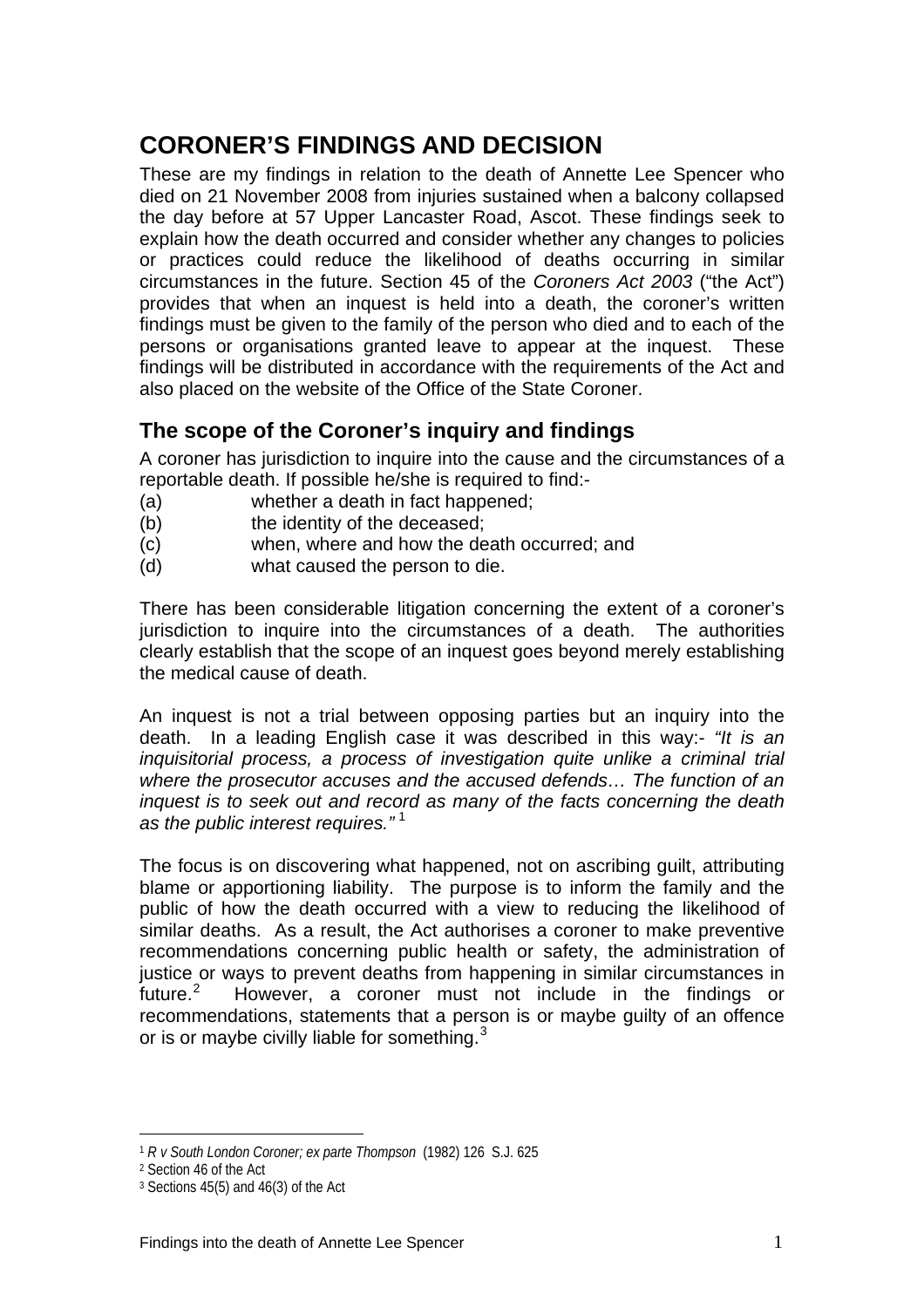# CORONER'S FINDINGS AND DECISION

These are my findings in relation to the death of Annette Lee Spencer who died on 21 November 2008 from injuries sustained when a balcony collapsed the day before at 57 Upper Lancaster Road, Ascot. These findings seek to explain how the death occurred and consider whether any changes to policies or practices could reduce the likelihood of deaths occurring in similar circumstances in the future. Section 45 of the *Coroners Act 2003* ("the Act") provides that when an inquest is held into a death, the coroner's written findings must be given to the family of the person who died and to each of the persons or organisations granted leave to appear at the inquest. These findings will be distributed in accordance with the requirements of the Act and also placed on the website of the Office of the State Coroner.

## The scope of the Coroner's inquiry and findings

A coroner has jurisdiction to inquire into the cause and the circumstances of a reportable death. If possible he/she is required to find:-

(a) whether a death in fact happened;
(b) the identity of the deceased;
(c) when, where and how the death occurred; and
(d) what caused the person to die.

There has been considerable litigation concerning the extent of a coroner's jurisdiction to inquire into the circumstances of a death. The authorities clearly establish that the scope of an inquest goes beyond merely establishing the medical cause of death.

An inquest is not a trial between opposing parties but an inquiry into the death. In a leading English case it was described in this way:- *"It is an inquisitorial process, a process of investigation quite unlike a criminal trial where the prosecutor accuses and the accused defends… The function of an inquest is to seek out and record as many of the facts concerning the death as the public interest requires."* [1]

The focus is on discovering what happened, not on ascribing guilt, attributing blame or apportioning liability. The purpose is to inform the family and the public of how the death occurred with a view to reducing the likelihood of similar deaths. As a result, the Act authorises a coroner to make preventive recommendations concerning public health or safety, the administration of justice or ways to prevent deaths from happening in similar circumstances in future.[2] However, a coroner must not include in the findings or recommendations, statements that a person is or maybe guilty of an offence or is or maybe civilly liable for something.[3]

---

[1] *R v South London Coroner; ex parte Thompson* (1982) 126 S.J. 625

[2] Section 46 of the Act

[3] Sections 45(5) and 46(3) of the Act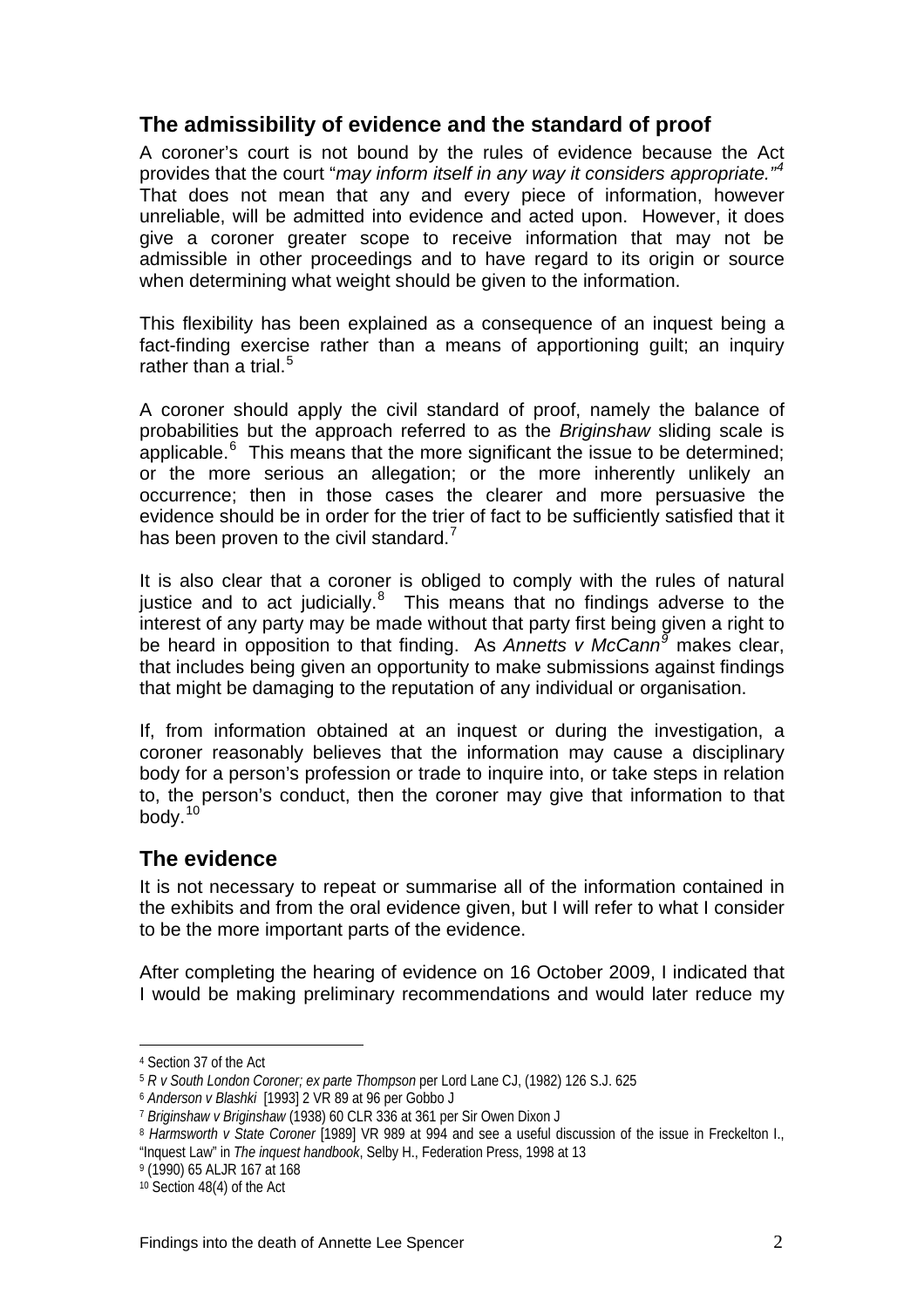## The admissibility of evidence and the standard of proof

A coroner's court is not bound by the rules of evidence because the Act provides that the court "*may inform itself in any way it considers appropriate.*"[4] That does not mean that any and every piece of information, however unreliable, will be admitted into evidence and acted upon. However, it does give a coroner greater scope to receive information that may not be admissible in other proceedings and to have regard to its origin or source when determining what weight should be given to the information.

This flexibility has been explained as a consequence of an inquest being a fact-finding exercise rather than a means of apportioning guilt; an inquiry rather than a trial.[5]

A coroner should apply the civil standard of proof, namely the balance of probabilities but the approach referred to as the *Briginshaw* sliding scale is applicable.[6] This means that the more significant the issue to be determined; or the more serious an allegation; or the more inherently unlikely an occurrence; then in those cases the clearer and more persuasive the evidence should be in order for the trier of fact to be sufficiently satisfied that it has been proven to the civil standard.[7]

It is also clear that a coroner is obliged to comply with the rules of natural justice and to act judicially.[8] This means that no findings adverse to the interest of any party may be made without that party first being given a right to be heard in opposition to that finding. As *Annetts v McCann*[9] makes clear, that includes being given an opportunity to make submissions against findings that might be damaging to the reputation of any individual or organisation.

If, from information obtained at an inquest or during the investigation, a coroner reasonably believes that the information may cause a disciplinary body for a person's profession or trade to inquire into, or take steps in relation to, the person's conduct, then the coroner may give that information to that body.[10]

## The evidence

It is not necessary to repeat or summarise all of the information contained in the exhibits and from the oral evidence given, but I will refer to what I consider to be the more important parts of the evidence.

After completing the hearing of evidence on 16 October 2009, I indicated that I would be making preliminary recommendations and would later reduce my

---

[4] Section 37 of the Act

[5] *R v South London Coroner; ex parte Thompson* per Lord Lane CJ, (1982) 126 S.J. 625

[6] *Anderson v Blashki* [1993] 2 VR 89 at 96 per Gobbo J

[7] *Briginshaw v Briginshaw* (1938) 60 CLR 336 at 361 per Sir Owen Dixon J

[8] *Harmsworth v State Coroner* [1989] VR 989 at 994 and see a useful discussion of the issue in Freckelton I., "Inquest Law" in *The inquest handbook*, Selby H., Federation Press, 1998 at 13

[9] (1990) 65 ALJR 167 at 168

[10] Section 48(4) of the Act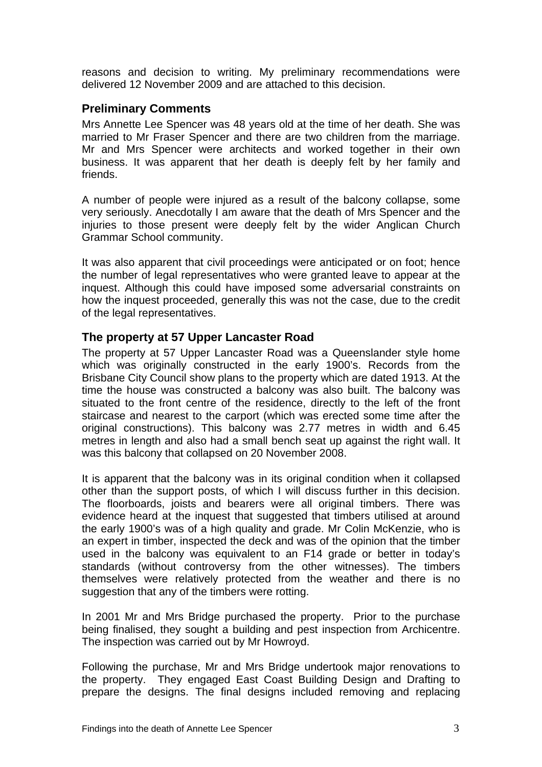reasons and decision to writing. My preliminary recommendations were delivered 12 November 2009 and are attached to this decision.

## Preliminary Comments

Mrs Annette Lee Spencer was 48 years old at the time of her death. She was married to Mr Fraser Spencer and there are two children from the marriage. Mr and Mrs Spencer were architects and worked together in their own business. It was apparent that her death is deeply felt by her family and friends.

A number of people were injured as a result of the balcony collapse, some very seriously. Anecdotally I am aware that the death of Mrs Spencer and the injuries to those present were deeply felt by the wider Anglican Church Grammar School community.

It was also apparent that civil proceedings were anticipated or on foot; hence the number of legal representatives who were granted leave to appear at the inquest. Although this could have imposed some adversarial constraints on how the inquest proceeded, generally this was not the case, due to the credit of the legal representatives.

## The property at 57 Upper Lancaster Road

The property at 57 Upper Lancaster Road was a Queenslander style home which was originally constructed in the early 1900's. Records from the Brisbane City Council show plans to the property which are dated 1913. At the time the house was constructed a balcony was also built. The balcony was situated to the front centre of the residence, directly to the left of the front staircase and nearest to the carport (which was erected some time after the original constructions). This balcony was 2.77 metres in width and 6.45 metres in length and also had a small bench seat up against the right wall. It was this balcony that collapsed on 20 November 2008.

It is apparent that the balcony was in its original condition when it collapsed other than the support posts, of which I will discuss further in this decision. The floorboards, joists and bearers were all original timbers. There was evidence heard at the inquest that suggested that timbers utilised at around the early 1900's was of a high quality and grade. Mr Colin McKenzie, who is an expert in timber, inspected the deck and was of the opinion that the timber used in the balcony was equivalent to an F14 grade or better in today's standards (without controversy from the other witnesses). The timbers themselves were relatively protected from the weather and there is no suggestion that any of the timbers were rotting.

In 2001 Mr and Mrs Bridge purchased the property. Prior to the purchase being finalised, they sought a building and pest inspection from Archicentre. The inspection was carried out by Mr Howroyd.

Following the purchase, Mr and Mrs Bridge undertook major renovations to the property. They engaged East Coast Building Design and Drafting to prepare the designs. The final designs included removing and replacing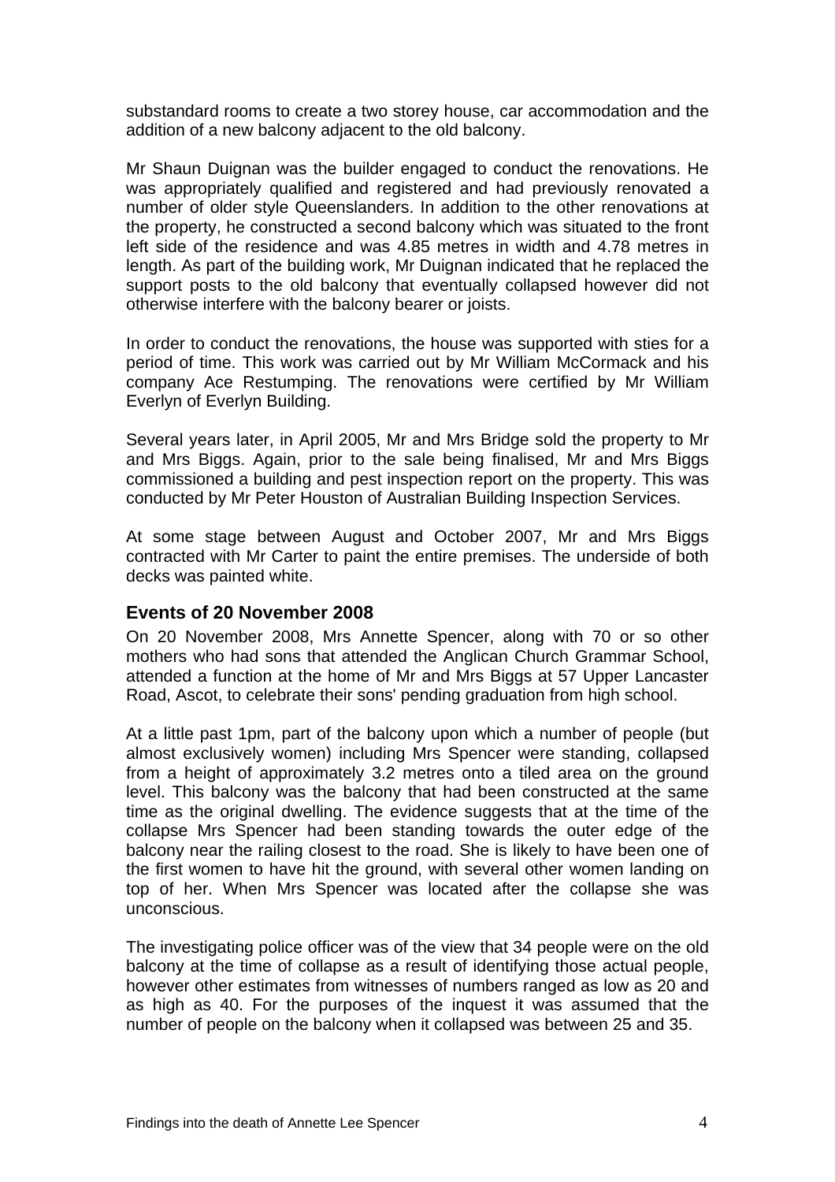substandard rooms to create a two storey house, car accommodation and the addition of a new balcony adjacent to the old balcony.

Mr Shaun Duignan was the builder engaged to conduct the renovations. He was appropriately qualified and registered and had previously renovated a number of older style Queenslanders. In addition to the other renovations at the property, he constructed a second balcony which was situated to the front left side of the residence and was 4.85 metres in width and 4.78 metres in length. As part of the building work, Mr Duignan indicated that he replaced the support posts to the old balcony that eventually collapsed however did not otherwise interfere with the balcony bearer or joists.

In order to conduct the renovations, the house was supported with sties for a period of time. This work was carried out by Mr William McCormack and his company Ace Restumping. The renovations were certified by Mr William Everlyn of Everlyn Building.

Several years later, in April 2005, Mr and Mrs Bridge sold the property to Mr and Mrs Biggs. Again, prior to the sale being finalised, Mr and Mrs Biggs commissioned a building and pest inspection report on the property. This was conducted by Mr Peter Houston of Australian Building Inspection Services.

At some stage between August and October 2007, Mr and Mrs Biggs contracted with Mr Carter to paint the entire premises. The underside of both decks was painted white.

## Events of 20 November 2008

On 20 November 2008, Mrs Annette Spencer, along with 70 or so other mothers who had sons that attended the Anglican Church Grammar School, attended a function at the home of Mr and Mrs Biggs at 57 Upper Lancaster Road, Ascot, to celebrate their sons' pending graduation from high school.

At a little past 1pm, part of the balcony upon which a number of people (but almost exclusively women) including Mrs Spencer were standing, collapsed from a height of approximately 3.2 metres onto a tiled area on the ground level. This balcony was the balcony that had been constructed at the same time as the original dwelling. The evidence suggests that at the time of the collapse Mrs Spencer had been standing towards the outer edge of the balcony near the railing closest to the road. She is likely to have been one of the first women to have hit the ground, with several other women landing on top of her. When Mrs Spencer was located after the collapse she was unconscious.

The investigating police officer was of the view that 34 people were on the old balcony at the time of collapse as a result of identifying those actual people, however other estimates from witnesses of numbers ranged as low as 20 and as high as 40. For the purposes of the inquest it was assumed that the number of people on the balcony when it collapsed was between 25 and 35.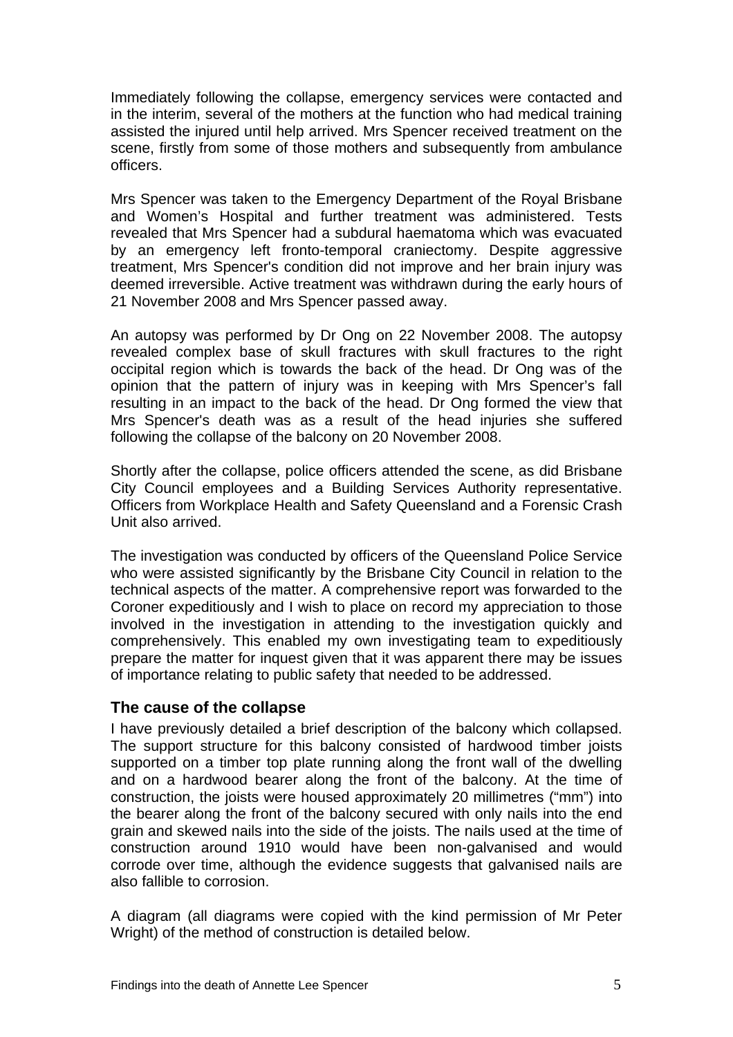Immediately following the collapse, emergency services were contacted and in the interim, several of the mothers at the function who had medical training assisted the injured until help arrived. Mrs Spencer received treatment on the scene, firstly from some of those mothers and subsequently from ambulance officers.

Mrs Spencer was taken to the Emergency Department of the Royal Brisbane and Women's Hospital and further treatment was administered. Tests revealed that Mrs Spencer had a subdural haematoma which was evacuated by an emergency left fronto-temporal craniectomy. Despite aggressive treatment, Mrs Spencer's condition did not improve and her brain injury was deemed irreversible. Active treatment was withdrawn during the early hours of 21 November 2008 and Mrs Spencer passed away.

An autopsy was performed by Dr Ong on 22 November 2008. The autopsy revealed complex base of skull fractures with skull fractures to the right occipital region which is towards the back of the head. Dr Ong was of the opinion that the pattern of injury was in keeping with Mrs Spencer's fall resulting in an impact to the back of the head. Dr Ong formed the view that Mrs Spencer's death was as a result of the head injuries she suffered following the collapse of the balcony on 20 November 2008.

Shortly after the collapse, police officers attended the scene, as did Brisbane City Council employees and a Building Services Authority representative. Officers from Workplace Health and Safety Queensland and a Forensic Crash Unit also arrived.

The investigation was conducted by officers of the Queensland Police Service who were assisted significantly by the Brisbane City Council in relation to the technical aspects of the matter. A comprehensive report was forwarded to the Coroner expeditiously and I wish to place on record my appreciation to those involved in the investigation in attending to the investigation quickly and comprehensively. This enabled my own investigating team to expeditiously prepare the matter for inquest given that it was apparent there may be issues of importance relating to public safety that needed to be addressed.

## The cause of the collapse

I have previously detailed a brief description of the balcony which collapsed. The support structure for this balcony consisted of hardwood timber joists supported on a timber top plate running along the front wall of the dwelling and on a hardwood bearer along the front of the balcony. At the time of construction, the joists were housed approximately 20 millimetres ("mm") into the bearer along the front of the balcony secured with only nails into the end grain and skewed nails into the side of the joists. The nails used at the time of construction around 1910 would have been non-galvanised and would corrode over time, although the evidence suggests that galvanised nails are also fallible to corrosion.

A diagram (all diagrams were copied with the kind permission of Mr Peter Wright) of the method of construction is detailed below.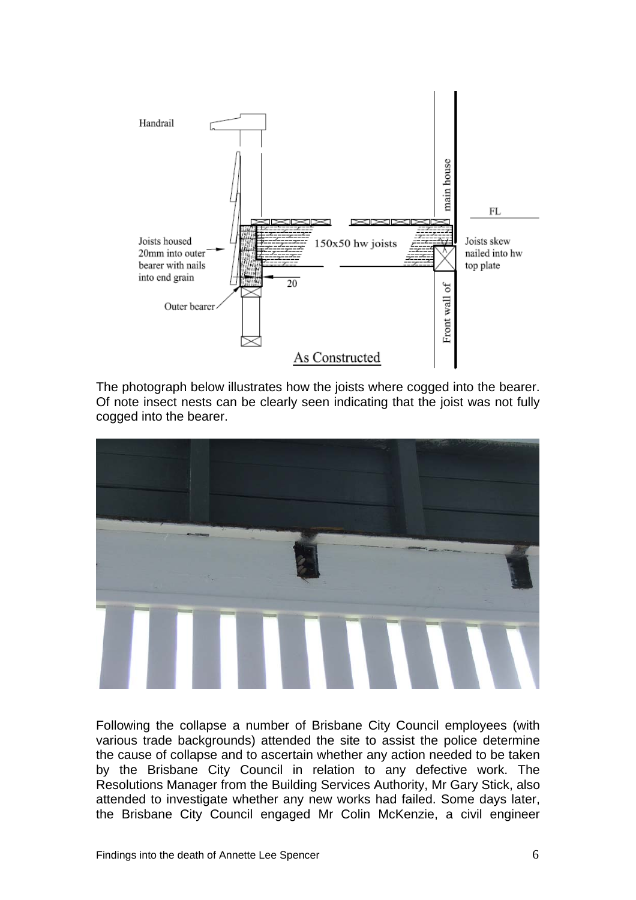The photograph below illustrates how the joists where cogged into the bearer. Of note insect nests can be clearly seen indicating that the joist was not fully cogged into the bearer.

Following the collapse a number of Brisbane City Council employees (with various trade backgrounds) attended the site to assist the police determine the cause of collapse and to ascertain whether any action needed to be taken by the Brisbane City Council in relation to any defective work. The Resolutions Manager from the Building Services Authority, Mr Gary Stick, also attended to investigate whether any new works had failed. Some days later, the Brisbane City Council engaged Mr Colin McKenzie, a civil engineer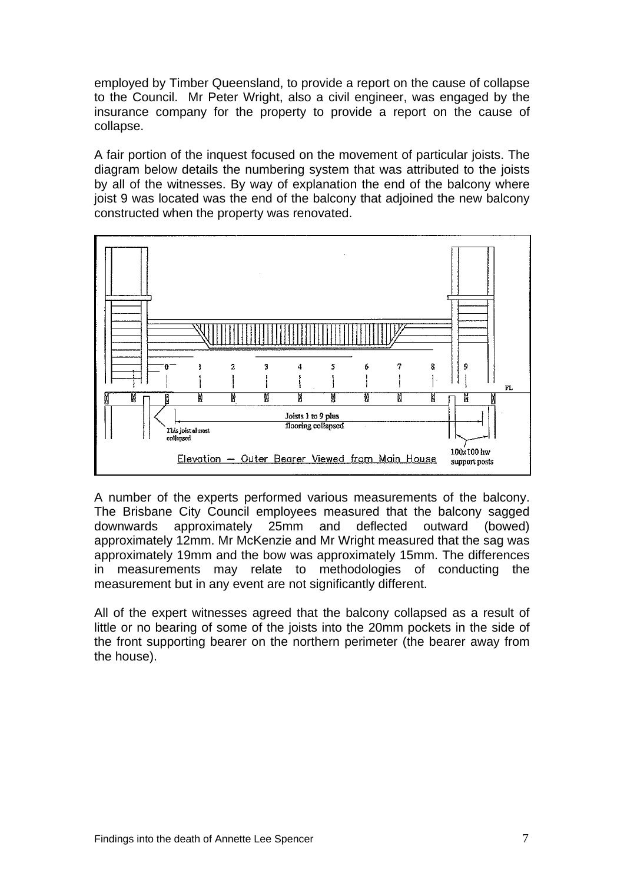employed by Timber Queensland, to provide a report on the cause of collapse to the Council. Mr Peter Wright, also a civil engineer, was engaged by the insurance company for the property to provide a report on the cause of collapse.

A fair portion of the inquest focused on the movement of particular joists. The diagram below details the numbering system that was attributed to the joists by all of the witnesses. By way of explanation the end of the balcony where joist 9 was located was the end of the balcony that adjoined the new balcony constructed when the property was renovated.

A number of the experts performed various measurements of the balcony. The Brisbane City Council employees measured that the balcony sagged downwards approximately 25mm and deflected outward (bowed) approximately 12mm. Mr McKenzie and Mr Wright measured that the sag was approximately 19mm and the bow was approximately 15mm. The differences in measurements may relate to methodologies of conducting the measurement but in any event are not significantly different.

All of the expert witnesses agreed that the balcony collapsed as a result of little or no bearing of some of the joists into the 20mm pockets in the side of the front supporting bearer on the northern perimeter (the bearer away from the house).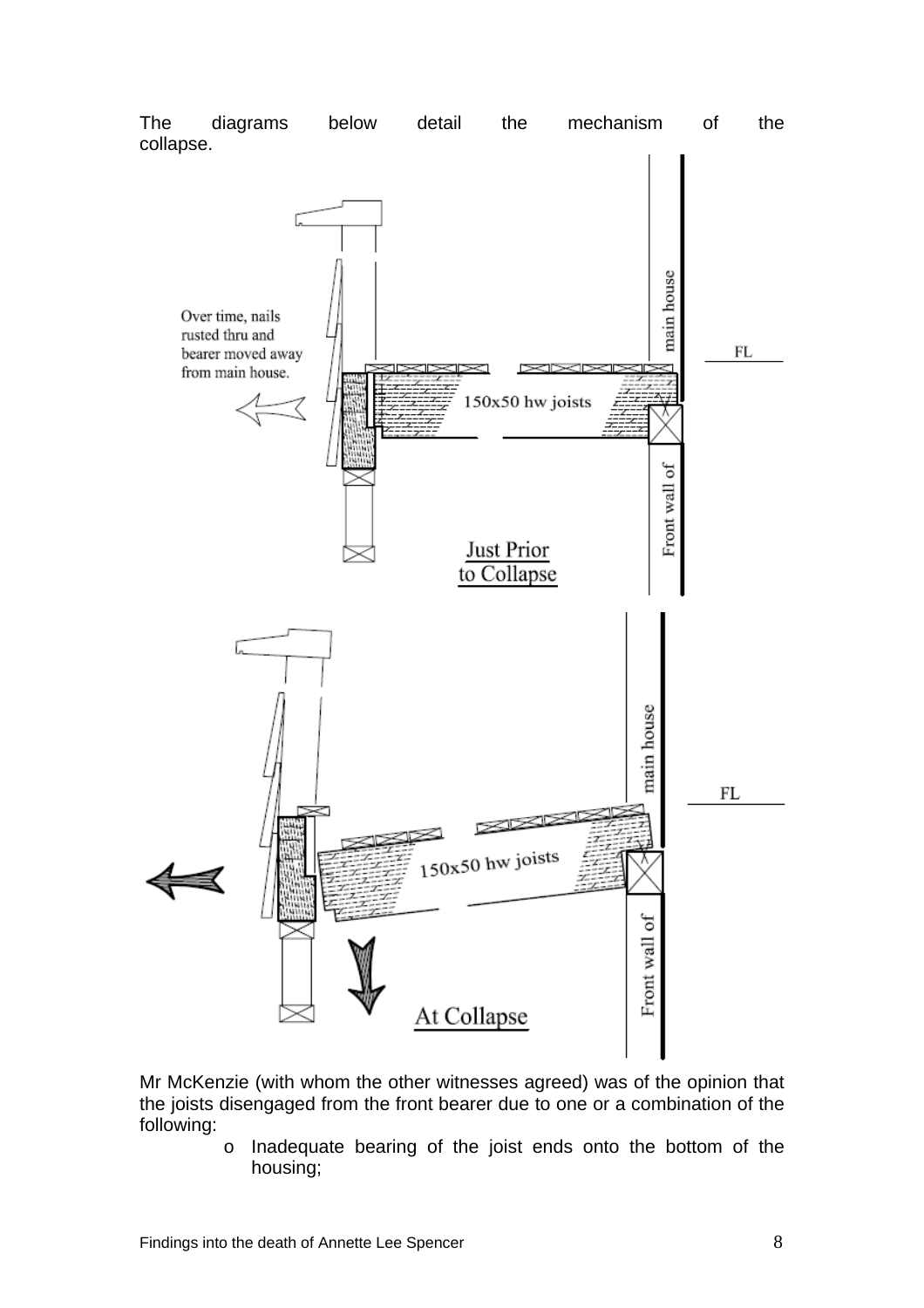The diagrams below detail the mechanism of the collapse.

Mr McKenzie (with whom the other witnesses agreed) was of the opinion that the joists disengaged from the front bearer due to one or a combination of the following:

- Inadequate bearing of the joist ends onto the bottom of the housing;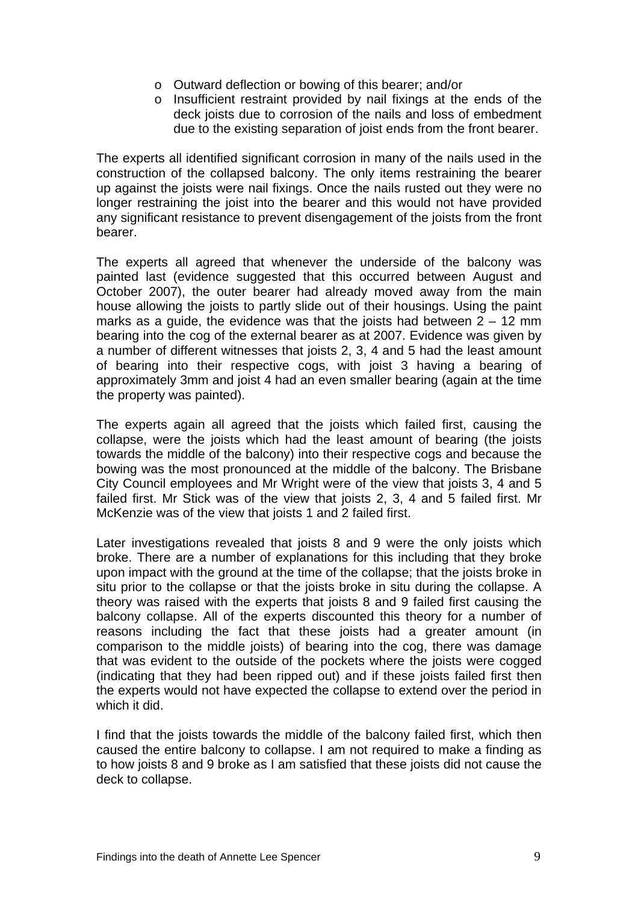- Outward deflection or bowing of this bearer; and/or
- Insufficient restraint provided by nail fixings at the ends of the deck joists due to corrosion of the nails and loss of embedment due to the existing separation of joist ends from the front bearer.

The experts all identified significant corrosion in many of the nails used in the construction of the collapsed balcony. The only items restraining the bearer up against the joists were nail fixings. Once the nails rusted out they were no longer restraining the joist into the bearer and this would not have provided any significant resistance to prevent disengagement of the joists from the front bearer.

The experts all agreed that whenever the underside of the balcony was painted last (evidence suggested that this occurred between August and October 2007), the outer bearer had already moved away from the main house allowing the joists to partly slide out of their housings. Using the paint marks as a guide, the evidence was that the joists had between 2 – 12 mm bearing into the cog of the external bearer as at 2007. Evidence was given by a number of different witnesses that joists 2, 3, 4 and 5 had the least amount of bearing into their respective cogs, with joist 3 having a bearing of approximately 3mm and joist 4 had an even smaller bearing (again at the time the property was painted).

The experts again all agreed that the joists which failed first, causing the collapse, were the joists which had the least amount of bearing (the joists towards the middle of the balcony) into their respective cogs and because the bowing was the most pronounced at the middle of the balcony. The Brisbane City Council employees and Mr Wright were of the view that joists 3, 4 and 5 failed first. Mr Stick was of the view that joists 2, 3, 4 and 5 failed first. Mr McKenzie was of the view that joists 1 and 2 failed first.

Later investigations revealed that joists 8 and 9 were the only joists which broke. There are a number of explanations for this including that they broke upon impact with the ground at the time of the collapse; that the joists broke in situ prior to the collapse or that the joists broke in situ during the collapse. A theory was raised with the experts that joists 8 and 9 failed first causing the balcony collapse. All of the experts discounted this theory for a number of reasons including the fact that these joists had a greater amount (in comparison to the middle joists) of bearing into the cog, there was damage that was evident to the outside of the pockets where the joists were cogged (indicating that they had been ripped out) and if these joists failed first then the experts would not have expected the collapse to extend over the period in which it did.

I find that the joists towards the middle of the balcony failed first, which then caused the entire balcony to collapse. I am not required to make a finding as to how joists 8 and 9 broke as I am satisfied that these joists did not cause the deck to collapse.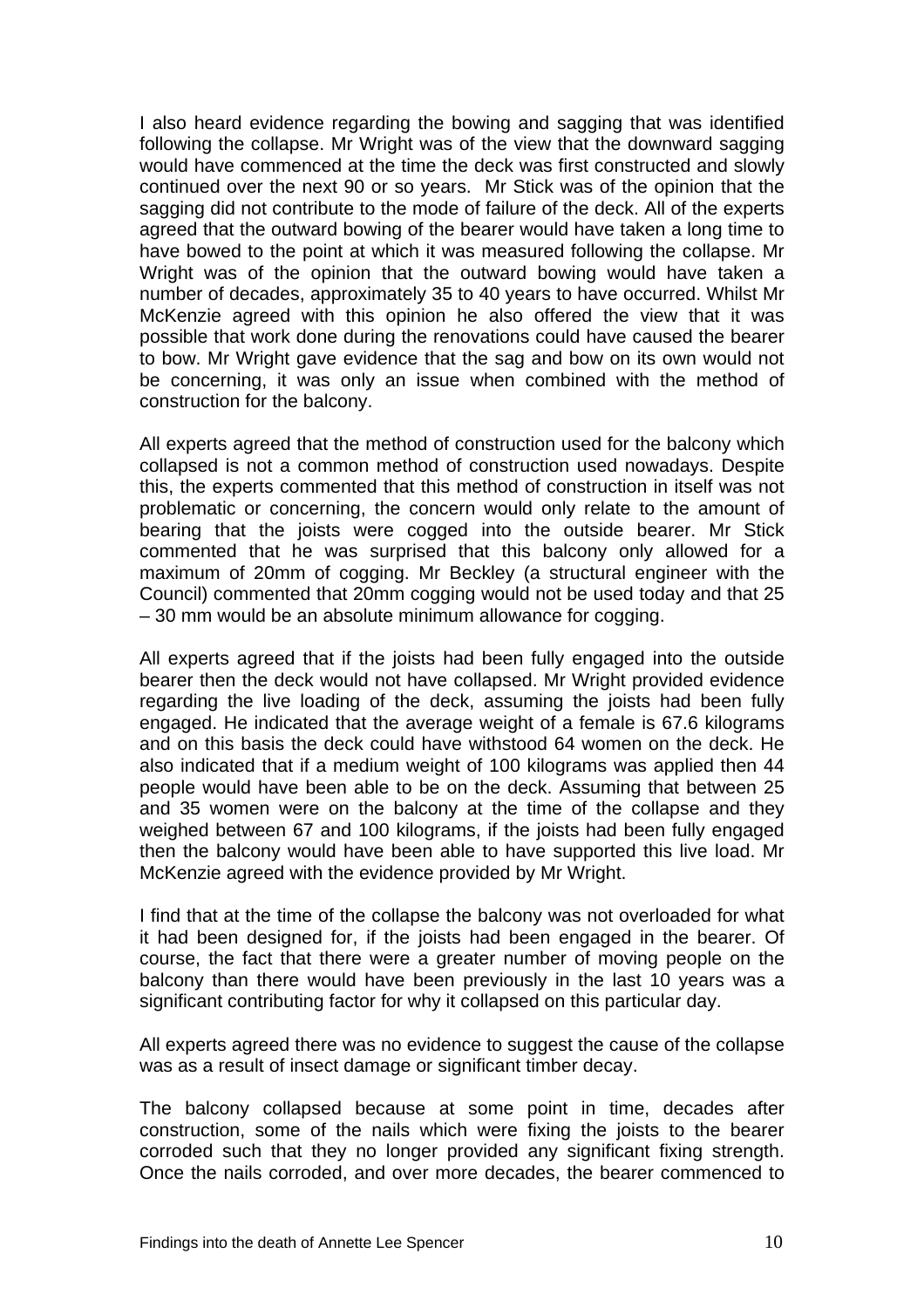I also heard evidence regarding the bowing and sagging that was identified following the collapse. Mr Wright was of the view that the downward sagging would have commenced at the time the deck was first constructed and slowly continued over the next 90 or so years. Mr Stick was of the opinion that the sagging did not contribute to the mode of failure of the deck. All of the experts agreed that the outward bowing of the bearer would have taken a long time to have bowed to the point at which it was measured following the collapse. Mr Wright was of the opinion that the outward bowing would have taken a number of decades, approximately 35 to 40 years to have occurred. Whilst Mr McKenzie agreed with this opinion he also offered the view that it was possible that work done during the renovations could have caused the bearer to bow. Mr Wright gave evidence that the sag and bow on its own would not be concerning, it was only an issue when combined with the method of construction for the balcony.

All experts agreed that the method of construction used for the balcony which collapsed is not a common method of construction used nowadays. Despite this, the experts commented that this method of construction in itself was not problematic or concerning, the concern would only relate to the amount of bearing that the joists were cogged into the outside bearer. Mr Stick commented that he was surprised that this balcony only allowed for a maximum of 20mm of cogging. Mr Beckley (a structural engineer with the Council) commented that 20mm cogging would not be used today and that 25 – 30 mm would be an absolute minimum allowance for cogging.

All experts agreed that if the joists had been fully engaged into the outside bearer then the deck would not have collapsed. Mr Wright provided evidence regarding the live loading of the deck, assuming the joists had been fully engaged. He indicated that the average weight of a female is 67.6 kilograms and on this basis the deck could have withstood 64 women on the deck. He also indicated that if a medium weight of 100 kilograms was applied then 44 people would have been able to be on the deck. Assuming that between 25 and 35 women were on the balcony at the time of the collapse and they weighed between 67 and 100 kilograms, if the joists had been fully engaged then the balcony would have been able to have supported this live load. Mr McKenzie agreed with the evidence provided by Mr Wright.

I find that at the time of the collapse the balcony was not overloaded for what it had been designed for, if the joists had been engaged in the bearer. Of course, the fact that there were a greater number of moving people on the balcony than there would have been previously in the last 10 years was a significant contributing factor for why it collapsed on this particular day.

All experts agreed there was no evidence to suggest the cause of the collapse was as a result of insect damage or significant timber decay.

The balcony collapsed because at some point in time, decades after construction, some of the nails which were fixing the joists to the bearer corroded such that they no longer provided any significant fixing strength. Once the nails corroded, and over more decades, the bearer commenced to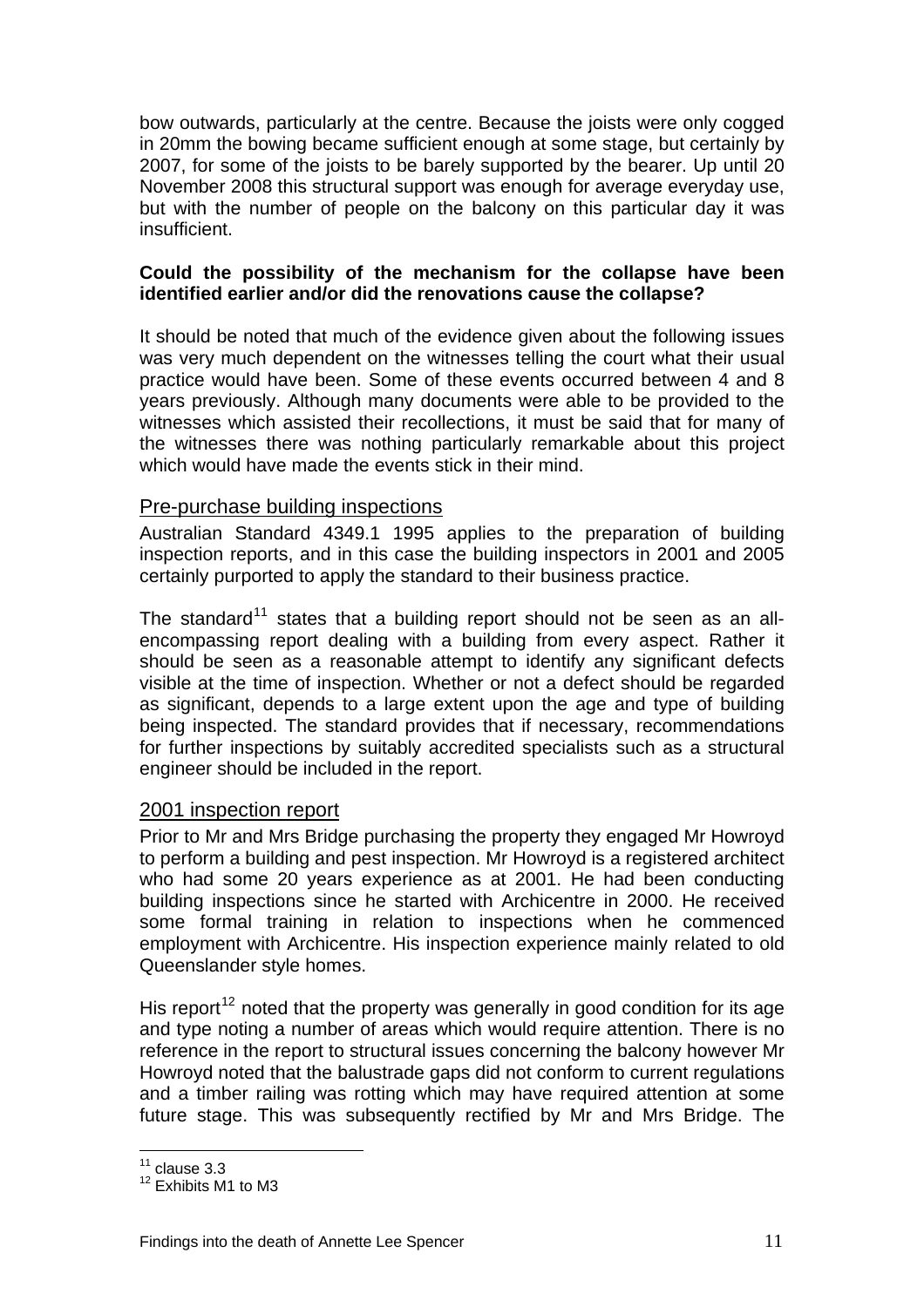bow outwards, particularly at the centre. Because the joists were only cogged in 20mm the bowing became sufficient enough at some stage, but certainly by 2007, for some of the joists to be barely supported by the bearer. Up until 20 November 2008 this structural support was enough for average everyday use, but with the number of people on the balcony on this particular day it was insufficient.

**Could the possibility of the mechanism for the collapse have been identified earlier and/or did the renovations cause the collapse?**

It should be noted that much of the evidence given about the following issues was very much dependent on the witnesses telling the court what their usual practice would have been. Some of these events occurred between 4 and 8 years previously. Although many documents were able to be provided to the witnesses which assisted their recollections, it must be said that for many of the witnesses there was nothing particularly remarkable about this project which would have made the events stick in their mind.

## Pre-purchase building inspections

Australian Standard 4349.1 1995 applies to the preparation of building inspection reports, and in this case the building inspectors in 2001 and 2005 certainly purported to apply the standard to their business practice.

The standard[11] states that a building report should not be seen as an all-encompassing report dealing with a building from every aspect. Rather it should be seen as a reasonable attempt to identify any significant defects visible at the time of inspection. Whether or not a defect should be regarded as significant, depends to a large extent upon the age and type of building being inspected. The standard provides that if necessary, recommendations for further inspections by suitably accredited specialists such as a structural engineer should be included in the report.

## 2001 inspection report

Prior to Mr and Mrs Bridge purchasing the property they engaged Mr Howroyd to perform a building and pest inspection. Mr Howroyd is a registered architect who had some 20 years experience as at 2001. He had been conducting building inspections since he started with Archicentre in 2000. He received some formal training in relation to inspections when he commenced employment with Archicentre. His inspection experience mainly related to old Queenslander style homes.

His report[12] noted that the property was generally in good condition for its age and type noting a number of areas which would require attention. There is no reference in the report to structural issues concerning the balcony however Mr Howroyd noted that the balustrade gaps did not conform to current regulations and a timber railing was rotting which may have required attention at some future stage. This was subsequently rectified by Mr and Mrs Bridge. The

[11] clause 3.3

[12] Exhibits M1 to M3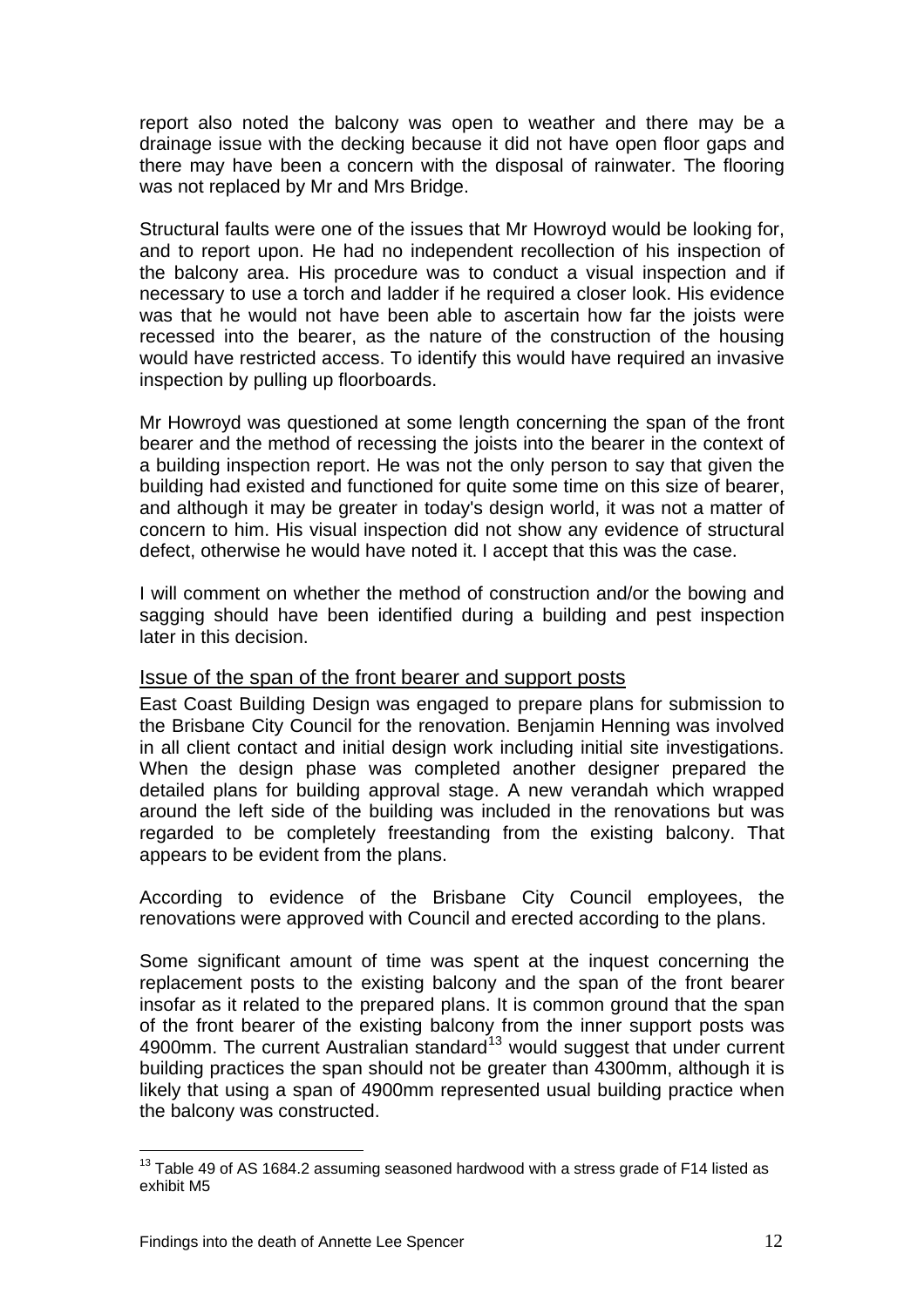report also noted the balcony was open to weather and there may be a drainage issue with the decking because it did not have open floor gaps and there may have been a concern with the disposal of rainwater. The flooring was not replaced by Mr and Mrs Bridge.

Structural faults were one of the issues that Mr Howroyd would be looking for, and to report upon. He had no independent recollection of his inspection of the balcony area. His procedure was to conduct a visual inspection and if necessary to use a torch and ladder if he required a closer look. His evidence was that he would not have been able to ascertain how far the joists were recessed into the bearer, as the nature of the construction of the housing would have restricted access. To identify this would have required an invasive inspection by pulling up floorboards.

Mr Howroyd was questioned at some length concerning the span of the front bearer and the method of recessing the joists into the bearer in the context of a building inspection report. He was not the only person to say that given the building had existed and functioned for quite some time on this size of bearer, and although it may be greater in today's design world, it was not a matter of concern to him. His visual inspection did not show any evidence of structural defect, otherwise he would have noted it. I accept that this was the case.

I will comment on whether the method of construction and/or the bowing and sagging should have been identified during a building and pest inspection later in this decision.

## Issue of the span of the front bearer and support posts

East Coast Building Design was engaged to prepare plans for submission to the Brisbane City Council for the renovation. Benjamin Henning was involved in all client contact and initial design work including initial site investigations. When the design phase was completed another designer prepared the detailed plans for building approval stage. A new verandah which wrapped around the left side of the building was included in the renovations but was regarded to be completely freestanding from the existing balcony. That appears to be evident from the plans.

According to evidence of the Brisbane City Council employees, the renovations were approved with Council and erected according to the plans.

Some significant amount of time was spent at the inquest concerning the replacement posts to the existing balcony and the span of the front bearer insofar as it related to the prepared plans. It is common ground that the span of the front bearer of the existing balcony from the inner support posts was 4900mm. The current Australian standard[13] would suggest that under current building practices the span should not be greater than 4300mm, although it is likely that using a span of 4900mm represented usual building practice when the balcony was constructed.

[13] Table 49 of AS 1684.2 assuming seasoned hardwood with a stress grade of F14 listed as exhibit M5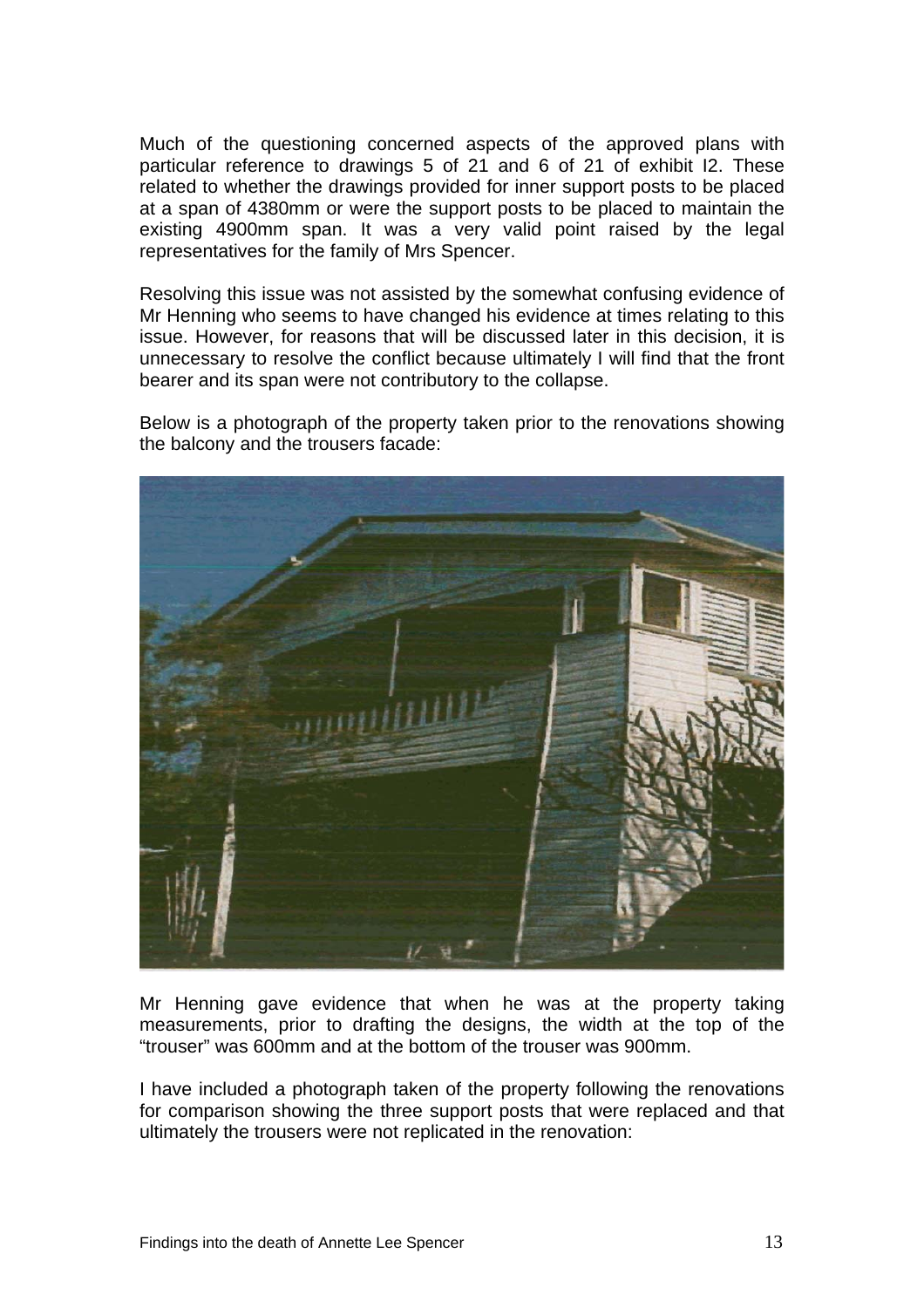Much of the questioning concerned aspects of the approved plans with particular reference to drawings 5 of 21 and 6 of 21 of exhibit I2. These related to whether the drawings provided for inner support posts to be placed at a span of 4380mm or were the support posts to be placed to maintain the existing 4900mm span. It was a very valid point raised by the legal representatives for the family of Mrs Spencer.

Resolving this issue was not assisted by the somewhat confusing evidence of Mr Henning who seems to have changed his evidence at times relating to this issue. However, for reasons that will be discussed later in this decision, it is unnecessary to resolve the conflict because ultimately I will find that the front bearer and its span were not contributory to the collapse.

Below is a photograph of the property taken prior to the renovations showing the balcony and the trousers facade:

Mr Henning gave evidence that when he was at the property taking measurements, prior to drafting the designs, the width at the top of the "trouser" was 600mm and at the bottom of the trouser was 900mm.

I have included a photograph taken of the property following the renovations for comparison showing the three support posts that were replaced and that ultimately the trousers were not replicated in the renovation: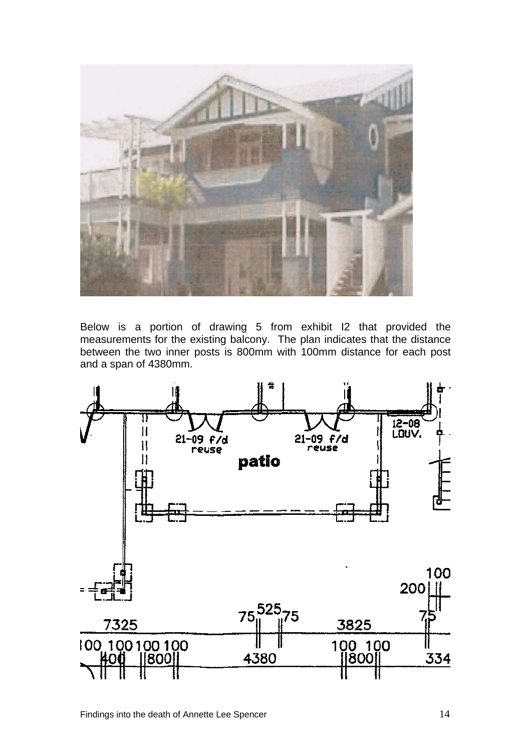Below is a portion of drawing 5 from exhibit I2 that provided the measurements for the existing balcony. The plan indicates that the distance between the two inner posts is 800mm with 100mm distance for each post and a span of 4380mm.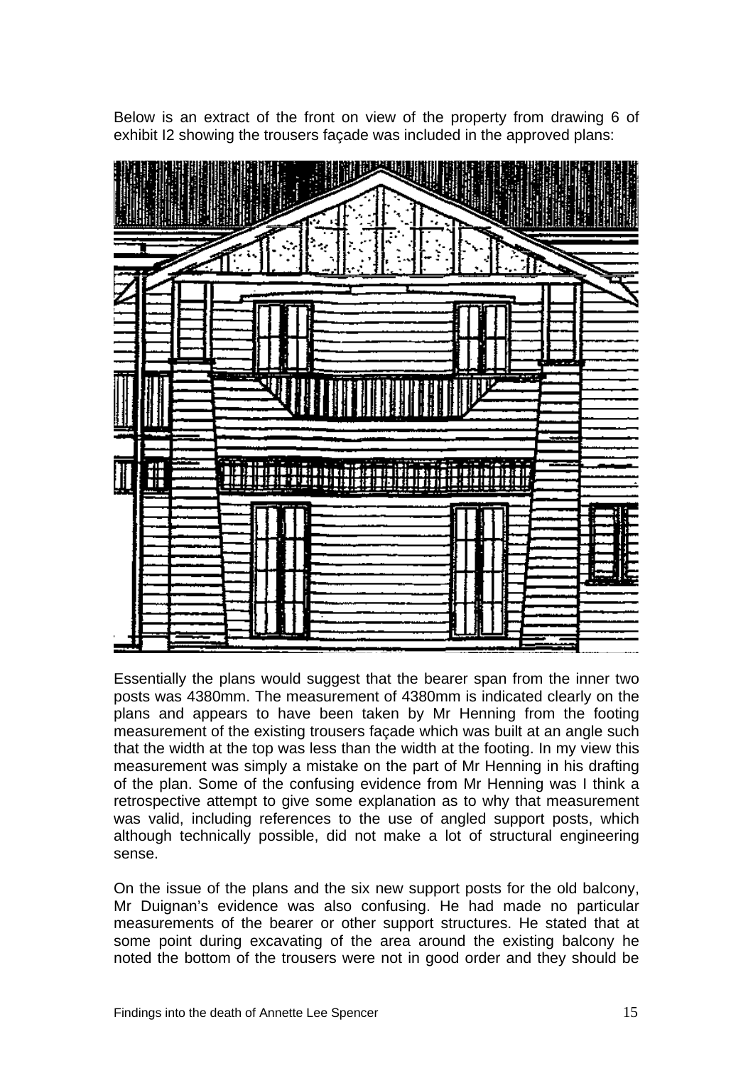Below is an extract of the front on view of the property from drawing 6 of exhibit I2 showing the trousers façade was included in the approved plans:

Essentially the plans would suggest that the bearer span from the inner two posts was 4380mm. The measurement of 4380mm is indicated clearly on the plans and appears to have been taken by Mr Henning from the footing measurement of the existing trousers façade which was built at an angle such that the width at the top was less than the width at the footing. In my view this measurement was simply a mistake on the part of Mr Henning in his drafting of the plan. Some of the confusing evidence from Mr Henning was I think a retrospective attempt to give some explanation as to why that measurement was valid, including references to the use of angled support posts, which although technically possible, did not make a lot of structural engineering sense.

On the issue of the plans and the six new support posts for the old balcony, Mr Duignan's evidence was also confusing. He had made no particular measurements of the bearer or other support structures. He stated that at some point during excavating of the area around the existing balcony he noted the bottom of the trousers were not in good order and they should be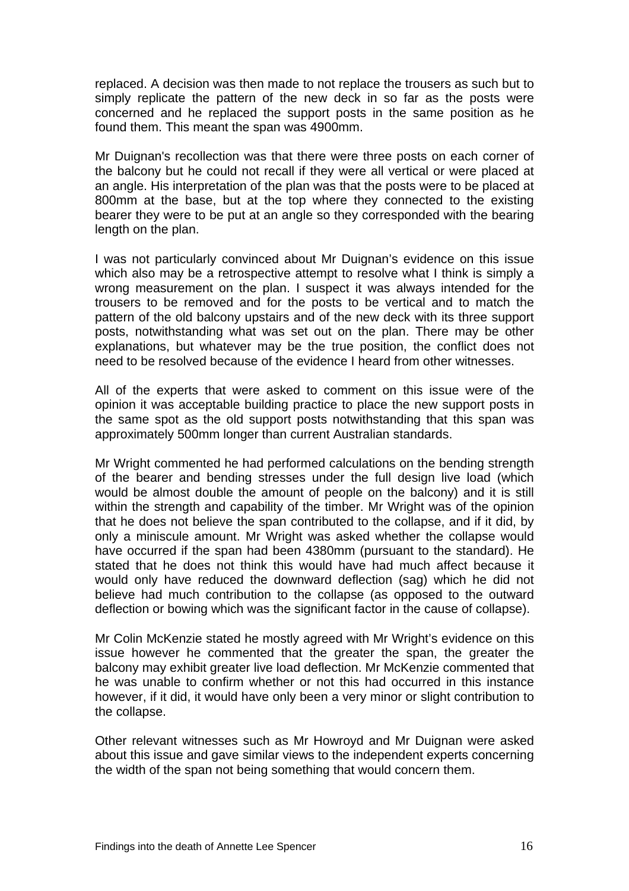replaced. A decision was then made to not replace the trousers as such but to simply replicate the pattern of the new deck in so far as the posts were concerned and he replaced the support posts in the same position as he found them. This meant the span was 4900mm.

Mr Duignan's recollection was that there were three posts on each corner of the balcony but he could not recall if they were all vertical or were placed at an angle. His interpretation of the plan was that the posts were to be placed at 800mm at the base, but at the top where they connected to the existing bearer they were to be put at an angle so they corresponded with the bearing length on the plan.

I was not particularly convinced about Mr Duignan's evidence on this issue which also may be a retrospective attempt to resolve what I think is simply a wrong measurement on the plan. I suspect it was always intended for the trousers to be removed and for the posts to be vertical and to match the pattern of the old balcony upstairs and of the new deck with its three support posts, notwithstanding what was set out on the plan. There may be other explanations, but whatever may be the true position, the conflict does not need to be resolved because of the evidence I heard from other witnesses.

All of the experts that were asked to comment on this issue were of the opinion it was acceptable building practice to place the new support posts in the same spot as the old support posts notwithstanding that this span was approximately 500mm longer than current Australian standards.

Mr Wright commented he had performed calculations on the bending strength of the bearer and bending stresses under the full design live load (which would be almost double the amount of people on the balcony) and it is still within the strength and capability of the timber. Mr Wright was of the opinion that he does not believe the span contributed to the collapse, and if it did, by only a miniscule amount. Mr Wright was asked whether the collapse would have occurred if the span had been 4380mm (pursuant to the standard). He stated that he does not think this would have had much affect because it would only have reduced the downward deflection (sag) which he did not believe had much contribution to the collapse (as opposed to the outward deflection or bowing which was the significant factor in the cause of collapse).

Mr Colin McKenzie stated he mostly agreed with Mr Wright's evidence on this issue however he commented that the greater the span, the greater the balcony may exhibit greater live load deflection. Mr McKenzie commented that he was unable to confirm whether or not this had occurred in this instance however, if it did, it would have only been a very minor or slight contribution to the collapse.

Other relevant witnesses such as Mr Howroyd and Mr Duignan were asked about this issue and gave similar views to the independent experts concerning the width of the span not being something that would concern them.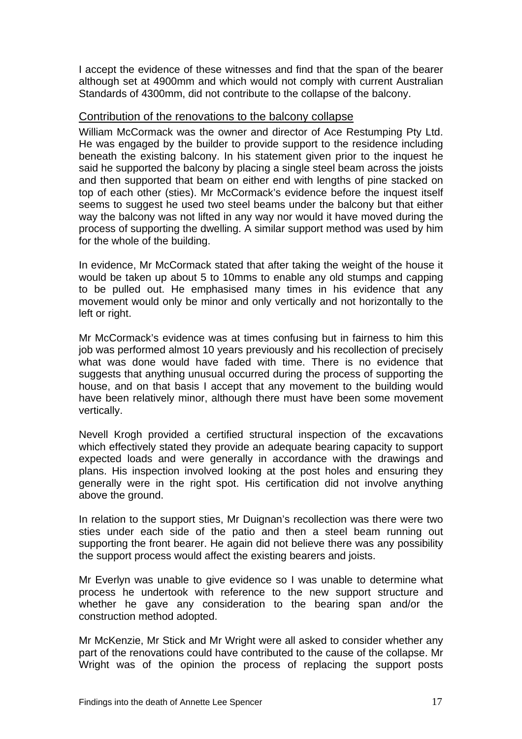I accept the evidence of these witnesses and find that the span of the bearer although set at 4900mm and which would not comply with current Australian Standards of 4300mm, did not contribute to the collapse of the balcony.

## Contribution of the renovations to the balcony collapse

William McCormack was the owner and director of Ace Restumping Pty Ltd. He was engaged by the builder to provide support to the residence including beneath the existing balcony. In his statement given prior to the inquest he said he supported the balcony by placing a single steel beam across the joists and then supported that beam on either end with lengths of pine stacked on top of each other (sties). Mr McCormack's evidence before the inquest itself seems to suggest he used two steel beams under the balcony but that either way the balcony was not lifted in any way nor would it have moved during the process of supporting the dwelling. A similar support method was used by him for the whole of the building.

In evidence, Mr McCormack stated that after taking the weight of the house it would be taken up about 5 to 10mms to enable any old stumps and capping to be pulled out. He emphasised many times in his evidence that any movement would only be minor and only vertically and not horizontally to the left or right.

Mr McCormack's evidence was at times confusing but in fairness to him this job was performed almost 10 years previously and his recollection of precisely what was done would have faded with time. There is no evidence that suggests that anything unusual occurred during the process of supporting the house, and on that basis I accept that any movement to the building would have been relatively minor, although there must have been some movement vertically.

Nevell Krogh provided a certified structural inspection of the excavations which effectively stated they provide an adequate bearing capacity to support expected loads and were generally in accordance with the drawings and plans. His inspection involved looking at the post holes and ensuring they generally were in the right spot. His certification did not involve anything above the ground.

In relation to the support sties, Mr Duignan's recollection was there were two sties under each side of the patio and then a steel beam running out supporting the front bearer. He again did not believe there was any possibility the support process would affect the existing bearers and joists.

Mr Everlyn was unable to give evidence so I was unable to determine what process he undertook with reference to the new support structure and whether he gave any consideration to the bearing span and/or the construction method adopted.

Mr McKenzie, Mr Stick and Mr Wright were all asked to consider whether any part of the renovations could have contributed to the cause of the collapse. Mr Wright was of the opinion the process of replacing the support posts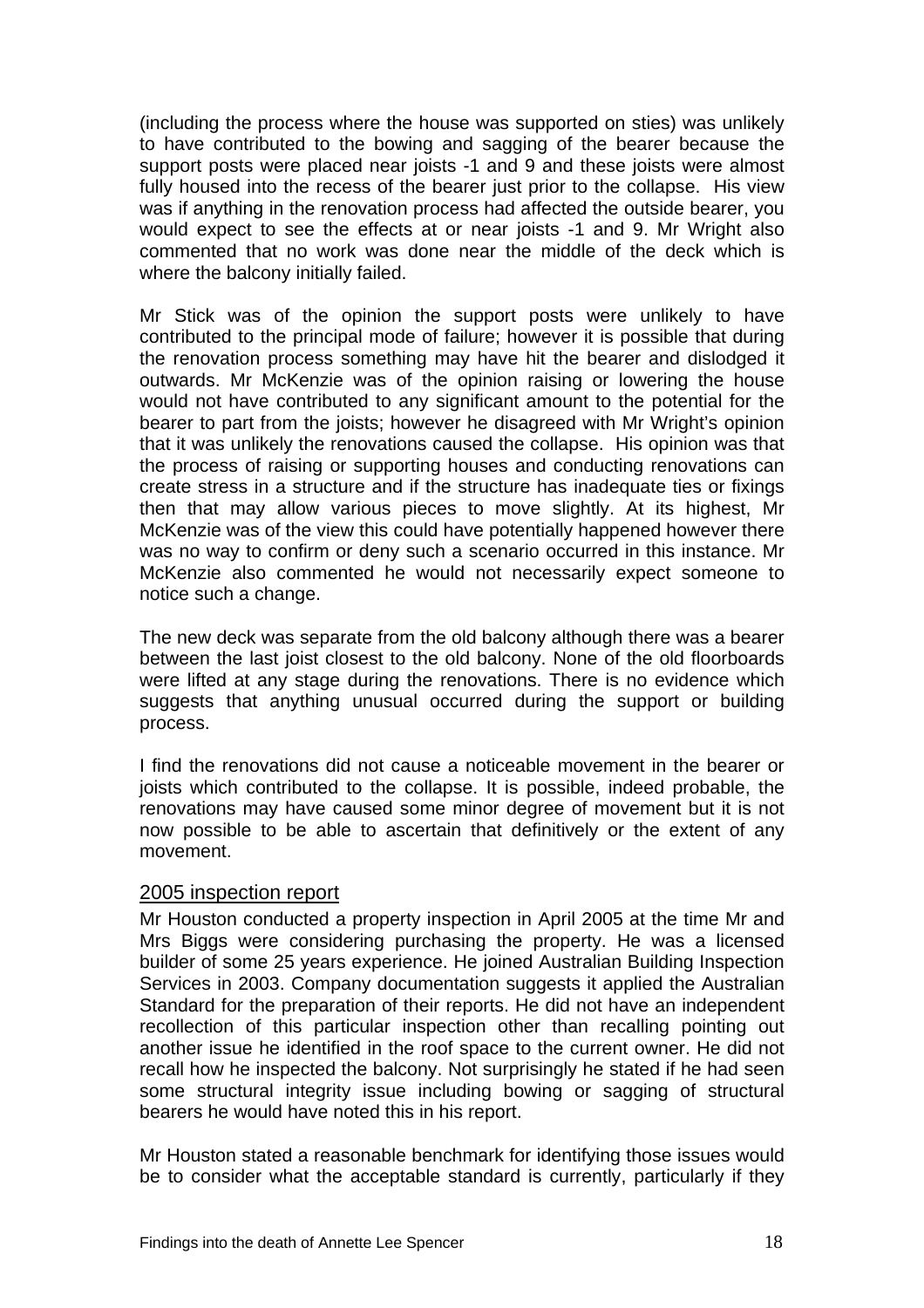(including the process where the house was supported on sties) was unlikely to have contributed to the bowing and sagging of the bearer because the support posts were placed near joists -1 and 9 and these joists were almost fully housed into the recess of the bearer just prior to the collapse. His view was if anything in the renovation process had affected the outside bearer, you would expect to see the effects at or near joists -1 and 9. Mr Wright also commented that no work was done near the middle of the deck which is where the balcony initially failed.

Mr Stick was of the opinion the support posts were unlikely to have contributed to the principal mode of failure; however it is possible that during the renovation process something may have hit the bearer and dislodged it outwards. Mr McKenzie was of the opinion raising or lowering the house would not have contributed to any significant amount to the potential for the bearer to part from the joists; however he disagreed with Mr Wright's opinion that it was unlikely the renovations caused the collapse. His opinion was that the process of raising or supporting houses and conducting renovations can create stress in a structure and if the structure has inadequate ties or fixings then that may allow various pieces to move slightly. At its highest, Mr McKenzie was of the view this could have potentially happened however there was no way to confirm or deny such a scenario occurred in this instance. Mr McKenzie also commented he would not necessarily expect someone to notice such a change.

The new deck was separate from the old balcony although there was a bearer between the last joist closest to the old balcony. None of the old floorboards were lifted at any stage during the renovations. There is no evidence which suggests that anything unusual occurred during the support or building process.

I find the renovations did not cause a noticeable movement in the bearer or joists which contributed to the collapse. It is possible, indeed probable, the renovations may have caused some minor degree of movement but it is not now possible to be able to ascertain that definitively or the extent of any movement.

## 2005 inspection report

Mr Houston conducted a property inspection in April 2005 at the time Mr and Mrs Biggs were considering purchasing the property. He was a licensed builder of some 25 years experience. He joined Australian Building Inspection Services in 2003. Company documentation suggests it applied the Australian Standard for the preparation of their reports. He did not have an independent recollection of this particular inspection other than recalling pointing out another issue he identified in the roof space to the current owner. He did not recall how he inspected the balcony. Not surprisingly he stated if he had seen some structural integrity issue including bowing or sagging of structural bearers he would have noted this in his report.

Mr Houston stated a reasonable benchmark for identifying those issues would be to consider what the acceptable standard is currently, particularly if they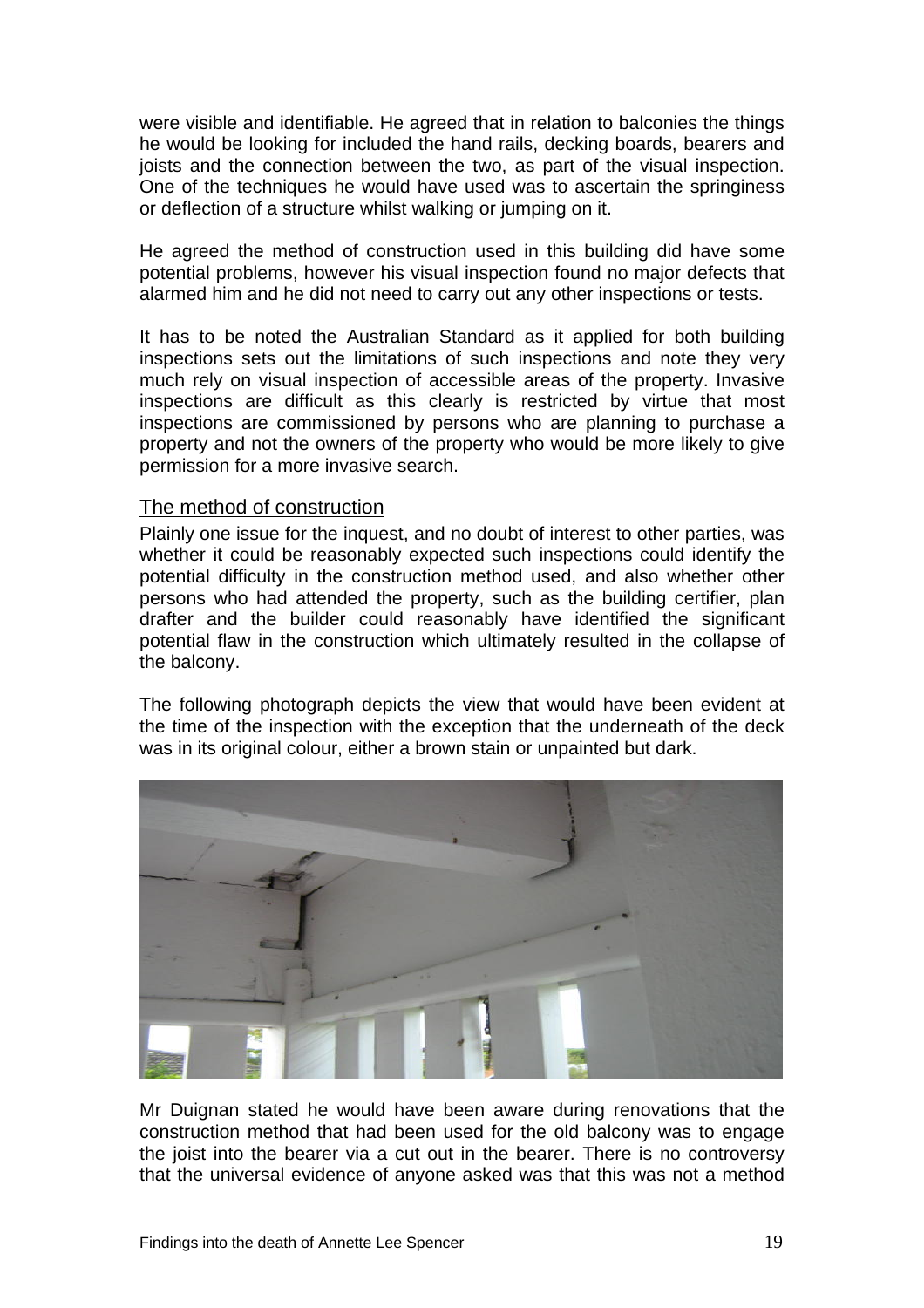were visible and identifiable. He agreed that in relation to balconies the things he would be looking for included the hand rails, decking boards, bearers and joists and the connection between the two, as part of the visual inspection. One of the techniques he would have used was to ascertain the springiness or deflection of a structure whilst walking or jumping on it.

He agreed the method of construction used in this building did have some potential problems, however his visual inspection found no major defects that alarmed him and he did not need to carry out any other inspections or tests.

It has to be noted the Australian Standard as it applied for both building inspections sets out the limitations of such inspections and note they very much rely on visual inspection of accessible areas of the property. Invasive inspections are difficult as this clearly is restricted by virtue that most inspections are commissioned by persons who are planning to purchase a property and not the owners of the property who would be more likely to give permission for a more invasive search.

## The method of construction

Plainly one issue for the inquest, and no doubt of interest to other parties, was whether it could be reasonably expected such inspections could identify the potential difficulty in the construction method used, and also whether other persons who had attended the property, such as the building certifier, plan drafter and the builder could reasonably have identified the significant potential flaw in the construction which ultimately resulted in the collapse of the balcony.

The following photograph depicts the view that would have been evident at the time of the inspection with the exception that the underneath of the deck was in its original colour, either a brown stain or unpainted but dark.

Mr Duignan stated he would have been aware during renovations that the construction method that had been used for the old balcony was to engage the joist into the bearer via a cut out in the bearer. There is no controversy that the universal evidence of anyone asked was that this was not a method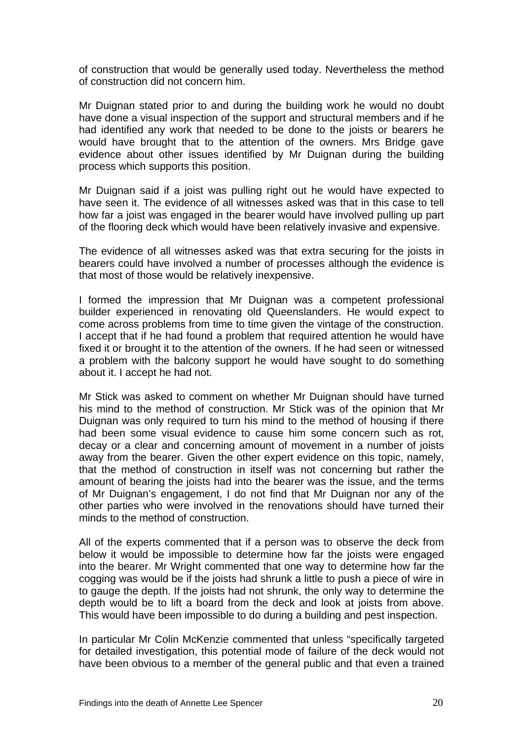of construction that would be generally used today. Nevertheless the method of construction did not concern him.

Mr Duignan stated prior to and during the building work he would no doubt have done a visual inspection of the support and structural members and if he had identified any work that needed to be done to the joists or bearers he would have brought that to the attention of the owners. Mrs Bridge gave evidence about other issues identified by Mr Duignan during the building process which supports this position.

Mr Duignan said if a joist was pulling right out he would have expected to have seen it. The evidence of all witnesses asked was that in this case to tell how far a joist was engaged in the bearer would have involved pulling up part of the flooring deck which would have been relatively invasive and expensive.

The evidence of all witnesses asked was that extra securing for the joists in bearers could have involved a number of processes although the evidence is that most of those would be relatively inexpensive.

I formed the impression that Mr Duignan was a competent professional builder experienced in renovating old Queenslanders. He would expect to come across problems from time to time given the vintage of the construction. I accept that if he had found a problem that required attention he would have fixed it or brought it to the attention of the owners. If he had seen or witnessed a problem with the balcony support he would have sought to do something about it. I accept he had not.

Mr Stick was asked to comment on whether Mr Duignan should have turned his mind to the method of construction. Mr Stick was of the opinion that Mr Duignan was only required to turn his mind to the method of housing if there had been some visual evidence to cause him some concern such as rot, decay or a clear and concerning amount of movement in a number of joists away from the bearer. Given the other expert evidence on this topic, namely, that the method of construction in itself was not concerning but rather the amount of bearing the joists had into the bearer was the issue, and the terms of Mr Duignan's engagement, I do not find that Mr Duignan nor any of the other parties who were involved in the renovations should have turned their minds to the method of construction.

All of the experts commented that if a person was to observe the deck from below it would be impossible to determine how far the joists were engaged into the bearer. Mr Wright commented that one way to determine how far the cogging was would be if the joists had shrunk a little to push a piece of wire in to gauge the depth. If the joists had not shrunk, the only way to determine the depth would be to lift a board from the deck and look at joists from above. This would have been impossible to do during a building and pest inspection.

In particular Mr Colin McKenzie commented that unless "specifically targeted for detailed investigation, this potential mode of failure of the deck would not have been obvious to a member of the general public and that even a trained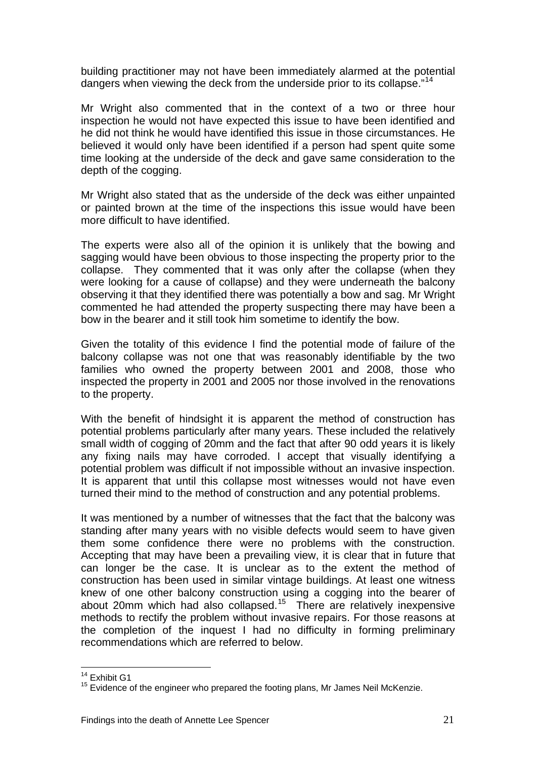building practitioner may not have been immediately alarmed at the potential dangers when viewing the deck from the underside prior to its collapse."[14]

Mr Wright also commented that in the context of a two or three hour inspection he would not have expected this issue to have been identified and he did not think he would have identified this issue in those circumstances. He believed it would only have been identified if a person had spent quite some time looking at the underside of the deck and gave same consideration to the depth of the cogging.

Mr Wright also stated that as the underside of the deck was either unpainted or painted brown at the time of the inspections this issue would have been more difficult to have identified.

The experts were also all of the opinion it is unlikely that the bowing and sagging would have been obvious to those inspecting the property prior to the collapse. They commented that it was only after the collapse (when they were looking for a cause of collapse) and they were underneath the balcony observing it that they identified there was potentially a bow and sag. Mr Wright commented he had attended the property suspecting there may have been a bow in the bearer and it still took him sometime to identify the bow.

Given the totality of this evidence I find the potential mode of failure of the balcony collapse was not one that was reasonably identifiable by the two families who owned the property between 2001 and 2008, those who inspected the property in 2001 and 2005 nor those involved in the renovations to the property.

With the benefit of hindsight it is apparent the method of construction has potential problems particularly after many years. These included the relatively small width of cogging of 20mm and the fact that after 90 odd years it is likely any fixing nails may have corroded. I accept that visually identifying a potential problem was difficult if not impossible without an invasive inspection. It is apparent that until this collapse most witnesses would not have even turned their mind to the method of construction and any potential problems.

It was mentioned by a number of witnesses that the fact that the balcony was standing after many years with no visible defects would seem to have given them some confidence there were no problems with the construction. Accepting that may have been a prevailing view, it is clear that in future that can longer be the case. It is unclear as to the extent the method of construction has been used in similar vintage buildings. At least one witness knew of one other balcony construction using a cogging into the bearer of about 20mm which had also collapsed.[15] There are relatively inexpensive methods to rectify the problem without invasive repairs. For those reasons at the completion of the inquest I had no difficulty in forming preliminary recommendations which are referred to below.

---

[14] Exhibit G1

[15] Evidence of the engineer who prepared the footing plans, Mr James Neil McKenzie.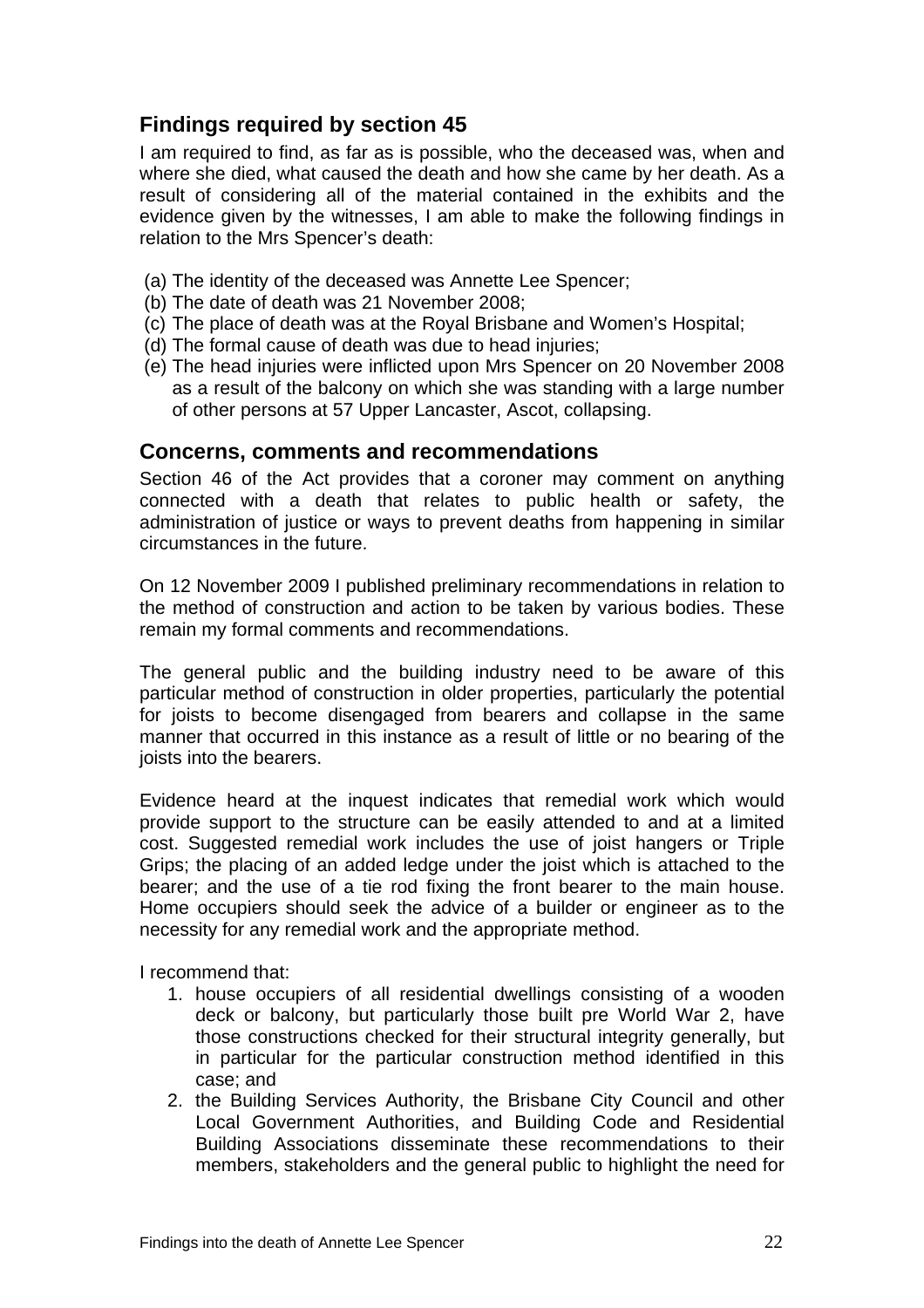## Findings required by section 45

I am required to find, as far as is possible, who the deceased was, when and where she died, what caused the death and how she came by her death. As a result of considering all of the material contained in the exhibits and the evidence given by the witnesses, I am able to make the following findings in relation to the Mrs Spencer's death:

(a) The identity of the deceased was Annette Lee Spencer;
(b) The date of death was 21 November 2008;
(c) The place of death was at the Royal Brisbane and Women's Hospital;
(d) The formal cause of death was due to head injuries;
(e) The head injuries were inflicted upon Mrs Spencer on 20 November 2008 as a result of the balcony on which she was standing with a large number of other persons at 57 Upper Lancaster, Ascot, collapsing.

## Concerns, comments and recommendations

Section 46 of the Act provides that a coroner may comment on anything connected with a death that relates to public health or safety, the administration of justice or ways to prevent deaths from happening in similar circumstances in the future.

On 12 November 2009 I published preliminary recommendations in relation to the method of construction and action to be taken by various bodies. These remain my formal comments and recommendations.

The general public and the building industry need to be aware of this particular method of construction in older properties, particularly the potential for joists to become disengaged from bearers and collapse in the same manner that occurred in this instance as a result of little or no bearing of the joists into the bearers.

Evidence heard at the inquest indicates that remedial work which would provide support to the structure can be easily attended to and at a limited cost. Suggested remedial work includes the use of joist hangers or Triple Grips; the placing of an added ledge under the joist which is attached to the bearer; and the use of a tie rod fixing the front bearer to the main house. Home occupiers should seek the advice of a builder or engineer as to the necessity for any remedial work and the appropriate method.

I recommend that:

1. house occupiers of all residential dwellings consisting of a wooden deck or balcony, but particularly those built pre World War 2, have those constructions checked for their structural integrity generally, but in particular for the particular construction method identified in this case; and
2. the Building Services Authority, the Brisbane City Council and other Local Government Authorities, and Building Code and Residential Building Associations disseminate these recommendations to their members, stakeholders and the general public to highlight the need for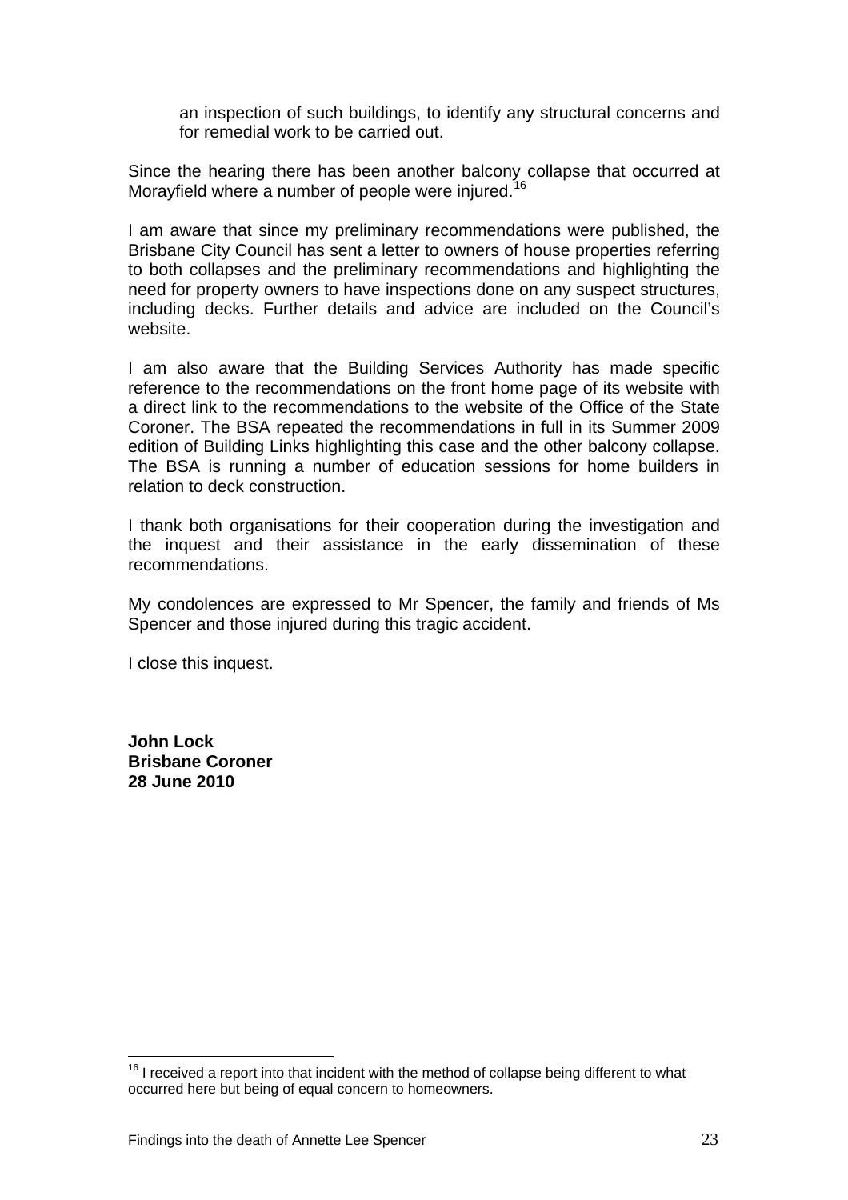an inspection of such buildings, to identify any structural concerns and for remedial work to be carried out.

Since the hearing there has been another balcony collapse that occurred at Morayfield where a number of people were injured.[16]

I am aware that since my preliminary recommendations were published, the Brisbane City Council has sent a letter to owners of house properties referring to both collapses and the preliminary recommendations and highlighting the need for property owners to have inspections done on any suspect structures, including decks. Further details and advice are included on the Council's website.

I am also aware that the Building Services Authority has made specific reference to the recommendations on the front home page of its website with a direct link to the recommendations to the website of the Office of the State Coroner. The BSA repeated the recommendations in full in its Summer 2009 edition of Building Links highlighting this case and the other balcony collapse. The BSA is running a number of education sessions for home builders in relation to deck construction.

I thank both organisations for their cooperation during the investigation and the inquest and their assistance in the early dissemination of these recommendations.

My condolences are expressed to Mr Spencer, the family and friends of Ms Spencer and those injured during this tragic accident.

I close this inquest.

**John Lock**
**Brisbane Coroner**
**28 June 2010**

[16] I received a report into that incident with the method of collapse being different to what occurred here but being of equal concern to homeowners.